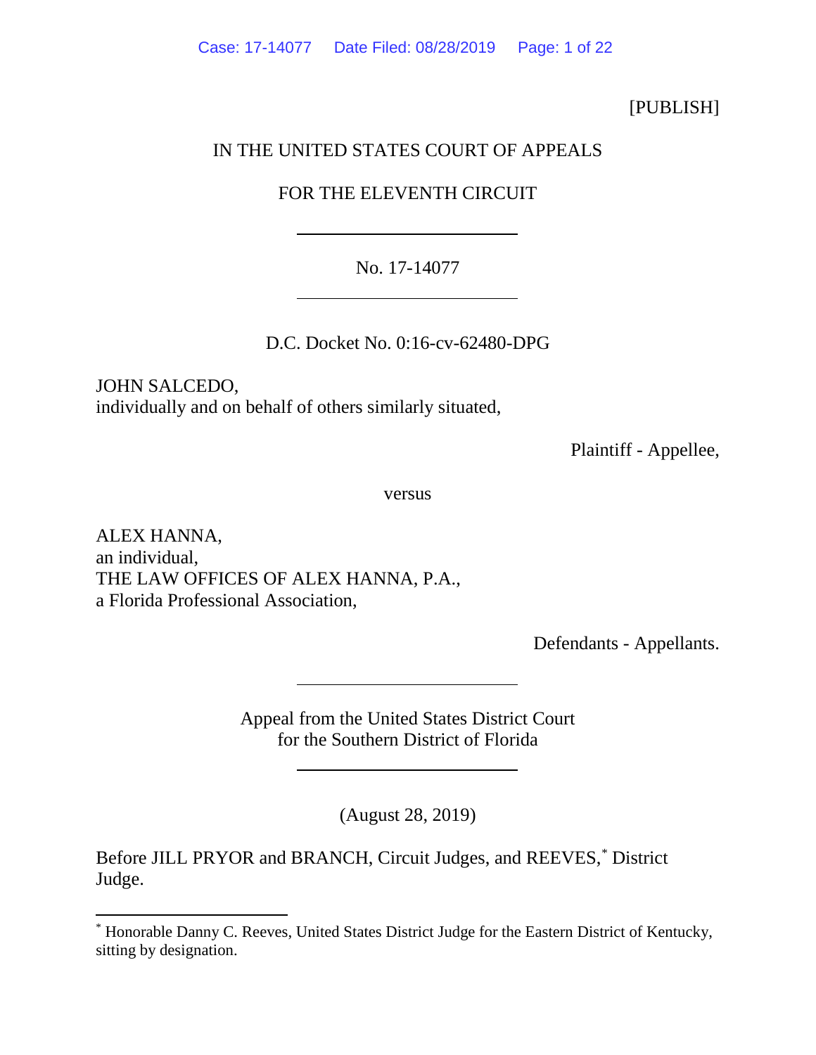[PUBLISH]

IN THE UNITED STATES COURT OF APPEALS

FOR THE ELEVENTH CIRCUIT

---

No. 17-14077

---

D.C. Docket No. 0:16-cv-62480-DPG

JOHN SALCEDO,
individually and on behalf of others similarly situated,

Plaintiff - Appellee,

versus

ALEX HANNA,
an individual,
THE LAW OFFICES OF ALEX HANNA, P.A.,
a Florida Professional Association,

Defendants - Appellants.

---

Appeal from the United States District Court
for the Southern District of Florida

---

(August 28, 2019)

Before JILL PRYOR and BRANCH, Circuit Judges, and REEVES,[*] District Judge.

---

[*] Honorable Danny C. Reeves, United States District Judge for the Eastern District of Kentucky, sitting by designation.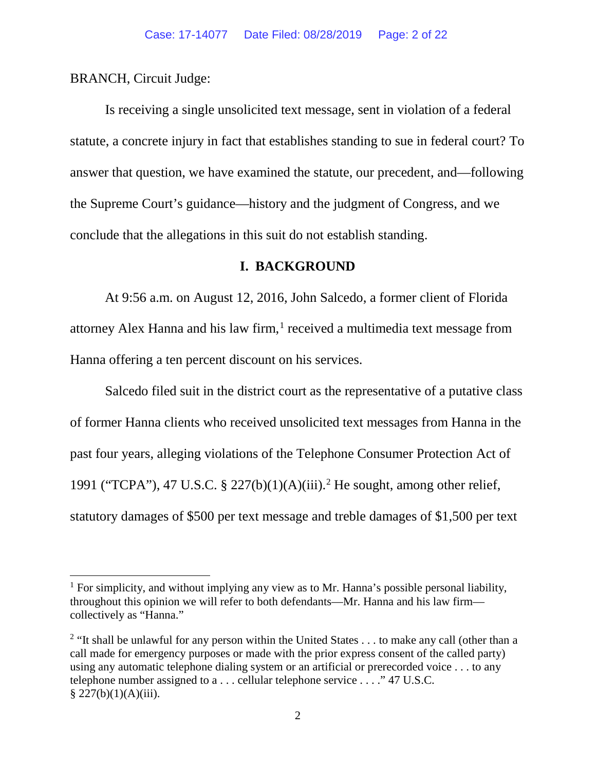BRANCH, Circuit Judge:

Is receiving a single unsolicited text message, sent in violation of a federal statute, a concrete injury in fact that establishes standing to sue in federal court? To answer that question, we have examined the statute, our precedent, and—following the Supreme Court's guidance—history and the judgment of Congress, and we conclude that the allegations in this suit do not establish standing.

## I. BACKGROUND

At 9:56 a.m. on August 12, 2016, John Salcedo, a former client of Florida attorney Alex Hanna and his law firm,[1] received a multimedia text message from Hanna offering a ten percent discount on his services.

Salcedo filed suit in the district court as the representative of a putative class of former Hanna clients who received unsolicited text messages from Hanna in the past four years, alleging violations of the Telephone Consumer Protection Act of 1991 ("TCPA"), 47 U.S.C. § 227(b)(1)(A)(iii).[2] He sought, among other relief, statutory damages of $500 per text message and treble damages of $1,500 per text

---

[1] For simplicity, and without implying any view as to Mr. Hanna's possible personal liability, throughout this opinion we will refer to both defendants—Mr. Hanna and his law firm—collectively as "Hanna."

[2] "It shall be unlawful for any person within the United States . . . to make any call (other than a call made for emergency purposes or made with the prior express consent of the called party) using any automatic telephone dialing system or an artificial or prerecorded voice . . . to any telephone number assigned to a . . . cellular telephone service . . . ." 47 U.S.C. § 227(b)(1)(A)(iii).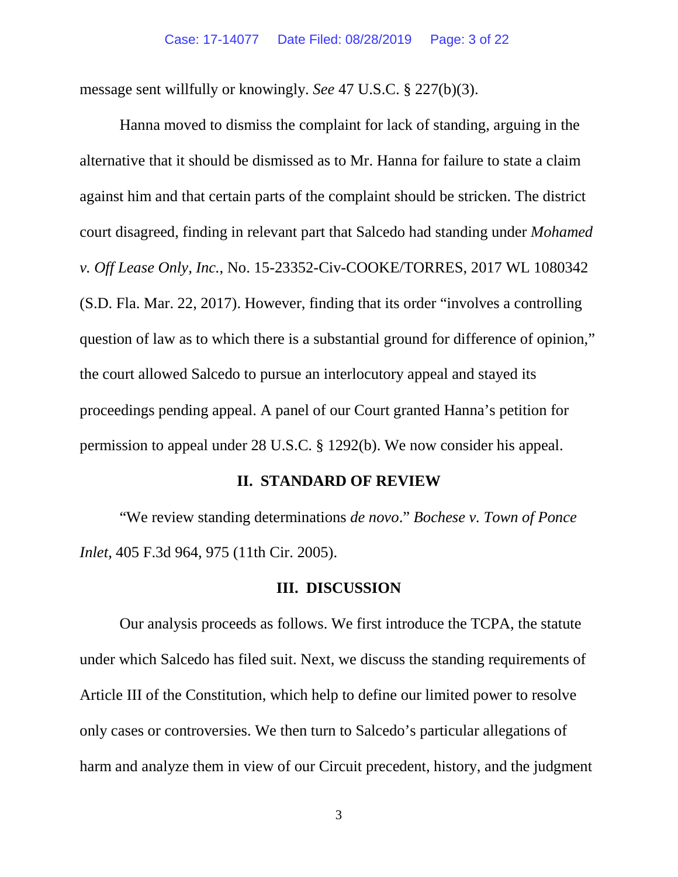message sent willfully or knowingly. *See* 47 U.S.C. § 227(b)(3).

Hanna moved to dismiss the complaint for lack of standing, arguing in the alternative that it should be dismissed as to Mr. Hanna for failure to state a claim against him and that certain parts of the complaint should be stricken. The district court disagreed, finding in relevant part that Salcedo had standing under *Mohamed v. Off Lease Only, Inc.*, No. 15-23352-Civ-COOKE/TORRES, 2017 WL 1080342 (S.D. Fla. Mar. 22, 2017). However, finding that its order "involves a controlling question of law as to which there is a substantial ground for difference of opinion," the court allowed Salcedo to pursue an interlocutory appeal and stayed its proceedings pending appeal. A panel of our Court granted Hanna's petition for permission to appeal under 28 U.S.C. § 1292(b). We now consider his appeal.

## II. STANDARD OF REVIEW

"We review standing determinations *de novo*." *Bochese v. Town of Ponce Inlet*, 405 F.3d 964, 975 (11th Cir. 2005).

## III. DISCUSSION

Our analysis proceeds as follows. We first introduce the TCPA, the statute under which Salcedo has filed suit. Next, we discuss the standing requirements of Article III of the Constitution, which help to define our limited power to resolve only cases or controversies. We then turn to Salcedo's particular allegations of harm and analyze them in view of our Circuit precedent, history, and the judgment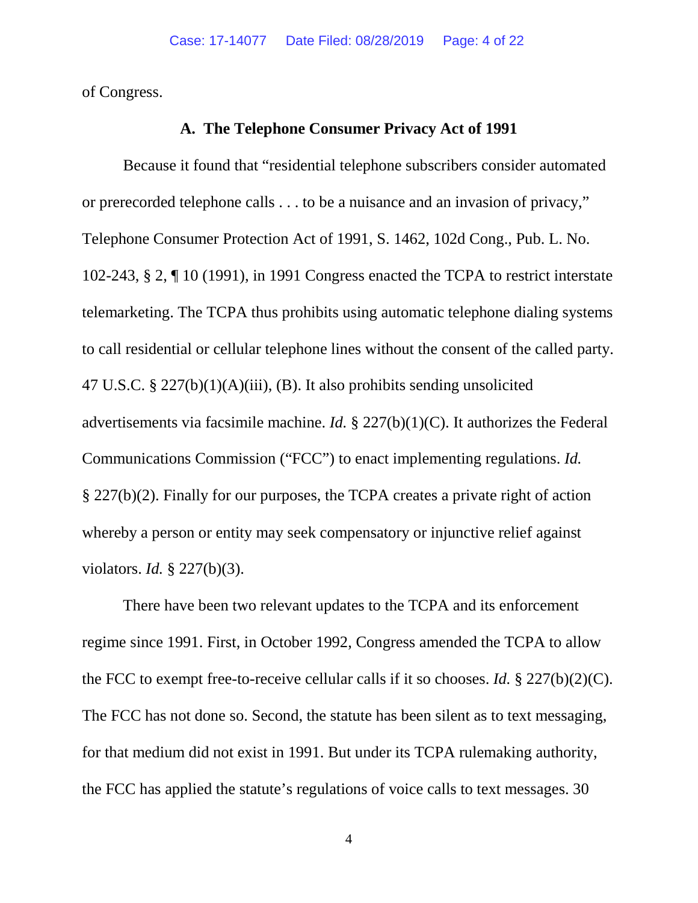of Congress.

### A. The Telephone Consumer Privacy Act of 1991

Because it found that "residential telephone subscribers consider automated or prerecorded telephone calls . . . to be a nuisance and an invasion of privacy," Telephone Consumer Protection Act of 1991, S. 1462, 102d Cong., Pub. L. No. 102-243, § 2, ¶ 10 (1991), in 1991 Congress enacted the TCPA to restrict interstate telemarketing. The TCPA thus prohibits using automatic telephone dialing systems to call residential or cellular telephone lines without the consent of the called party. 47 U.S.C. § 227(b)(1)(A)(iii), (B). It also prohibits sending unsolicited advertisements via facsimile machine. *Id.* § 227(b)(1)(C). It authorizes the Federal Communications Commission ("FCC") to enact implementing regulations. *Id.* § 227(b)(2). Finally for our purposes, the TCPA creates a private right of action whereby a person or entity may seek compensatory or injunctive relief against violators. *Id.* § 227(b)(3).

There have been two relevant updates to the TCPA and its enforcement regime since 1991. First, in October 1992, Congress amended the TCPA to allow the FCC to exempt free-to-receive cellular calls if it so chooses. *Id.* § 227(b)(2)(C). The FCC has not done so. Second, the statute has been silent as to text messaging, for that medium did not exist in 1991. But under its TCPA rulemaking authority, the FCC has applied the statute's regulations of voice calls to text messages. 30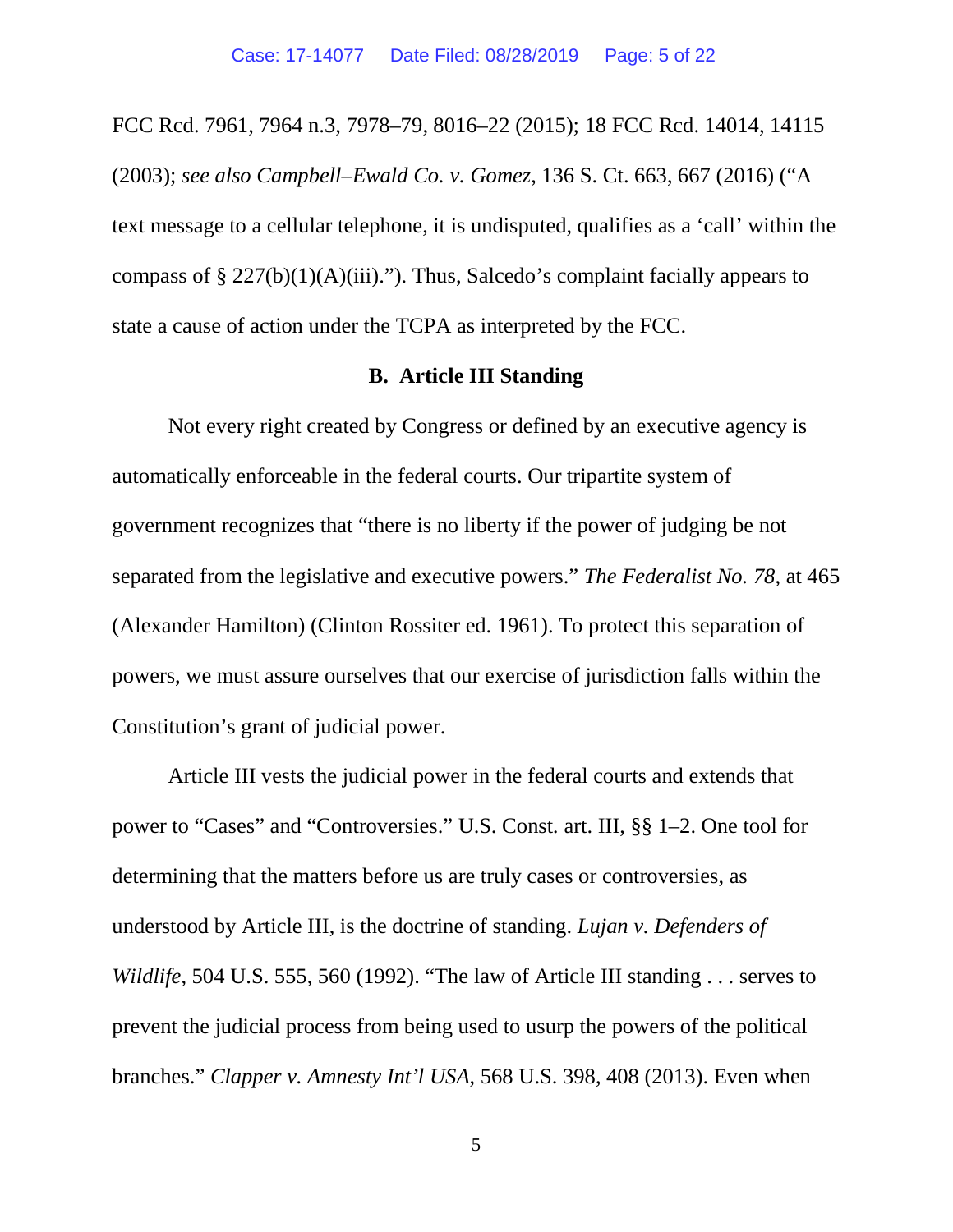FCC Rcd. 7961, 7964 n.3, 7978–79, 8016–22 (2015); 18 FCC Rcd. 14014, 14115 (2003); *see also Campbell–Ewald Co. v. Gomez*, 136 S. Ct. 663, 667 (2016) ("A text message to a cellular telephone, it is undisputed, qualifies as a 'call' within the compass of § 227(b)(1)(A)(iii)."). Thus, Salcedo's complaint facially appears to state a cause of action under the TCPA as interpreted by the FCC.

### B. Article III Standing

Not every right created by Congress or defined by an executive agency is automatically enforceable in the federal courts. Our tripartite system of government recognizes that "there is no liberty if the power of judging be not separated from the legislative and executive powers." *The Federalist No. 78*, at 465 (Alexander Hamilton) (Clinton Rossiter ed. 1961). To protect this separation of powers, we must assure ourselves that our exercise of jurisdiction falls within the Constitution's grant of judicial power.

Article III vests the judicial power in the federal courts and extends that power to "Cases" and "Controversies." U.S. Const. art. III, §§ 1–2. One tool for determining that the matters before us are truly cases or controversies, as understood by Article III, is the doctrine of standing. *Lujan v. Defenders of Wildlife*, 504 U.S. 555, 560 (1992). "The law of Article III standing . . . serves to prevent the judicial process from being used to usurp the powers of the political branches." *Clapper v. Amnesty Int'l USA*, 568 U.S. 398, 408 (2013). Even when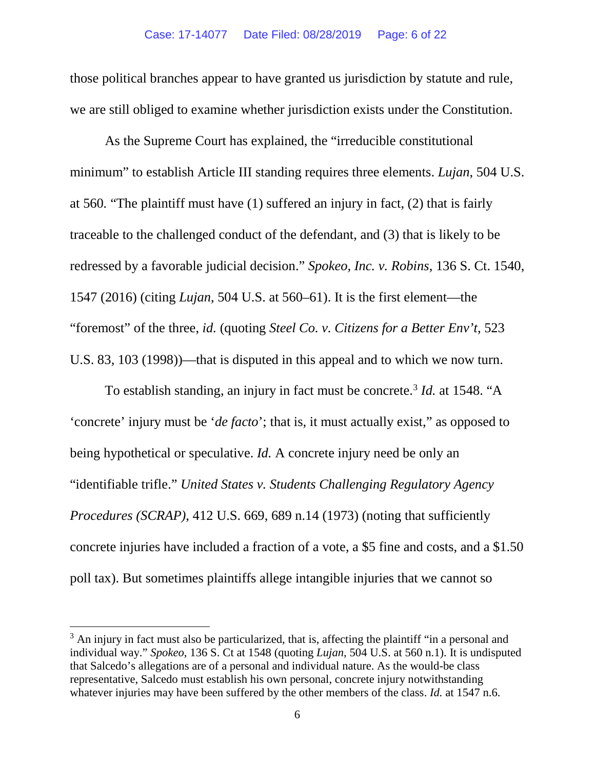those political branches appear to have granted us jurisdiction by statute and rule, we are still obliged to examine whether jurisdiction exists under the Constitution.

As the Supreme Court has explained, the "irreducible constitutional minimum" to establish Article III standing requires three elements. *Lujan*, 504 U.S. at 560. "The plaintiff must have (1) suffered an injury in fact, (2) that is fairly traceable to the challenged conduct of the defendant, and (3) that is likely to be redressed by a favorable judicial decision." *Spokeo, Inc. v. Robins*, 136 S. Ct. 1540, 1547 (2016) (citing *Lujan*, 504 U.S. at 560–61). It is the first element—the "foremost" of the three, *id.* (quoting *Steel Co. v. Citizens for a Better Env't*, 523 U.S. 83, 103 (1998))—that is disputed in this appeal and to which we now turn.

To establish standing, an injury in fact must be concrete.[3] *Id.* at 1548. "A 'concrete' injury must be '*de facto*'; that is, it must actually exist," as opposed to being hypothetical or speculative. *Id.* A concrete injury need be only an "identifiable trifle." *United States v. Students Challenging Regulatory Agency Procedures (SCRAP)*, 412 U.S. 669, 689 n.14 (1973) (noting that sufficiently concrete injuries have included a fraction of a vote, a $5 fine and costs, and a $1.50 poll tax). But sometimes plaintiffs allege intangible injuries that we cannot so

[3] An injury in fact must also be particularized, that is, affecting the plaintiff "in a personal and individual way." *Spokeo*, 136 S. Ct at 1548 (quoting *Lujan*, 504 U.S. at 560 n.1). It is undisputed that Salcedo's allegations are of a personal and individual nature. As the would-be class representative, Salcedo must establish his own personal, concrete injury notwithstanding whatever injuries may have been suffered by the other members of the class. *Id.* at 1547 n.6.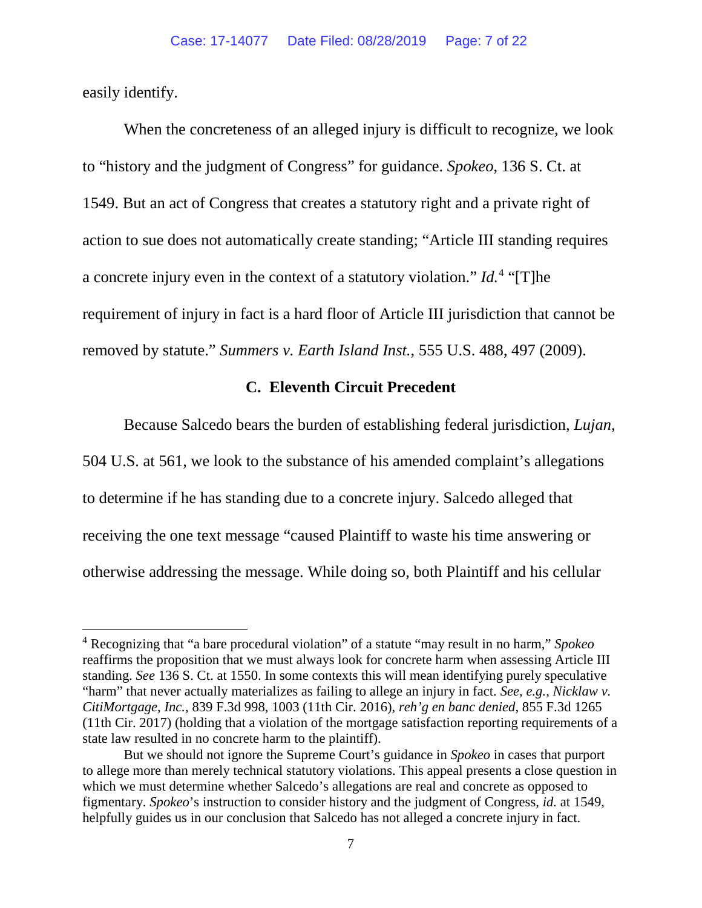easily identify.

When the concreteness of an alleged injury is difficult to recognize, we look to "history and the judgment of Congress" for guidance. *Spokeo*, 136 S. Ct. at 1549. But an act of Congress that creates a statutory right and a private right of action to sue does not automatically create standing; "Article III standing requires a concrete injury even in the context of a statutory violation." *Id.*[4] "[T]he requirement of injury in fact is a hard floor of Article III jurisdiction that cannot be removed by statute." *Summers v. Earth Island Inst.*, 555 U.S. 488, 497 (2009).

### C. Eleventh Circuit Precedent

Because Salcedo bears the burden of establishing federal jurisdiction, *Lujan*, 504 U.S. at 561, we look to the substance of his amended complaint's allegations to determine if he has standing due to a concrete injury. Salcedo alleged that receiving the one text message "caused Plaintiff to waste his time answering or otherwise addressing the message. While doing so, both Plaintiff and his cellular

---

[4] Recognizing that "a bare procedural violation" of a statute "may result in no harm," *Spokeo* reaffirms the proposition that we must always look for concrete harm when assessing Article III standing. *See* 136 S. Ct. at 1550. In some contexts this will mean identifying purely speculative "harm" that never actually materializes as failing to allege an injury in fact. *See, e.g.*, *Nicklaw v. CitiMortgage, Inc.*, 839 F.3d 998, 1003 (11th Cir. 2016), *reh'g en banc denied*, 855 F.3d 1265 (11th Cir. 2017) (holding that a violation of the mortgage satisfaction reporting requirements of a state law resulted in no concrete harm to the plaintiff).

But we should not ignore the Supreme Court's guidance in *Spokeo* in cases that purport to allege more than merely technical statutory violations. This appeal presents a close question in which we must determine whether Salcedo's allegations are real and concrete as opposed to figmentary. *Spokeo*'s instruction to consider history and the judgment of Congress, *id.* at 1549, helpfully guides us in our conclusion that Salcedo has not alleged a concrete injury in fact.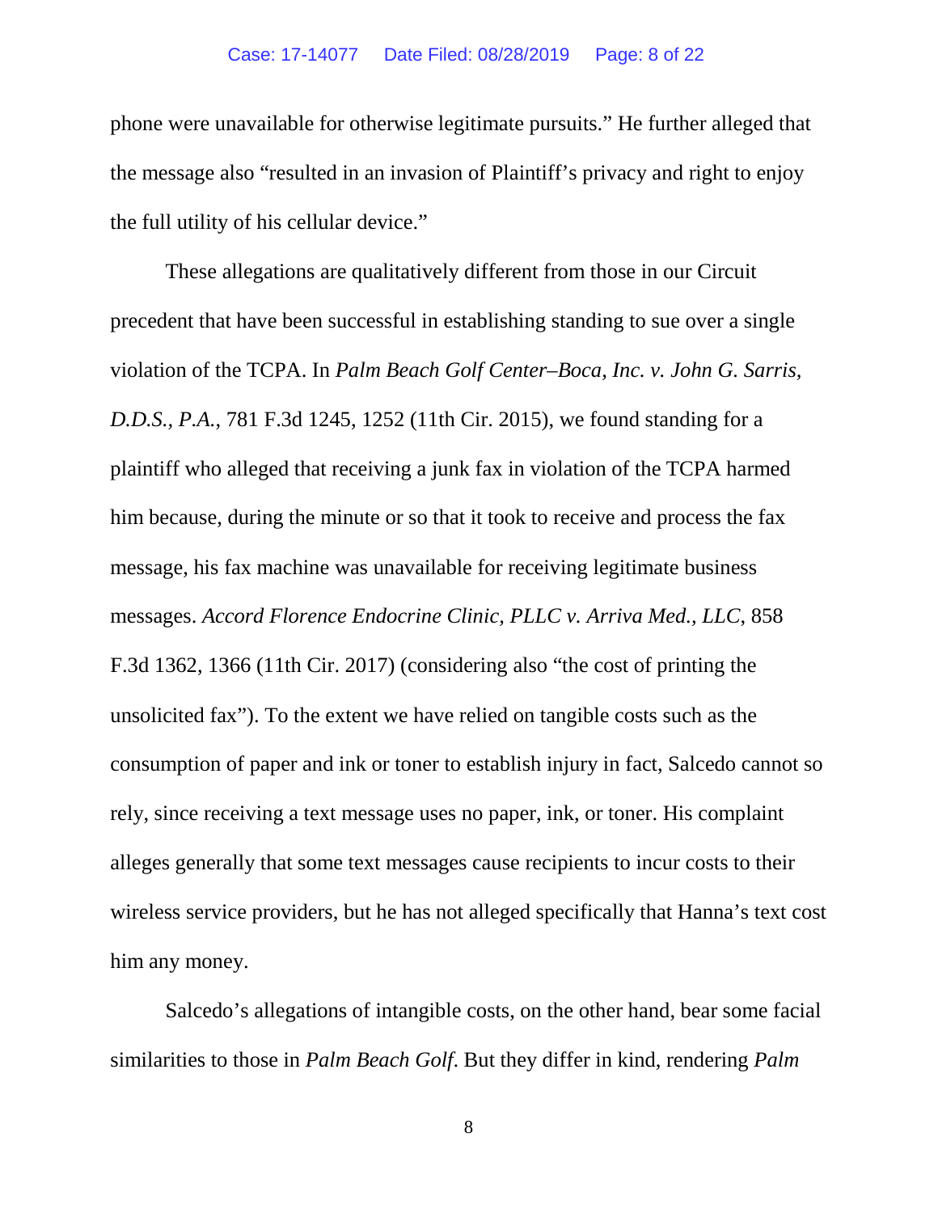phone were unavailable for otherwise legitimate pursuits." He further alleged that the message also "resulted in an invasion of Plaintiff's privacy and right to enjoy the full utility of his cellular device."

These allegations are qualitatively different from those in our Circuit precedent that have been successful in establishing standing to sue over a single violation of the TCPA. In *Palm Beach Golf Center–Boca, Inc. v. John G. Sarris, D.D.S., P.A.*, 781 F.3d 1245, 1252 (11th Cir. 2015), we found standing for a plaintiff who alleged that receiving a junk fax in violation of the TCPA harmed him because, during the minute or so that it took to receive and process the fax message, his fax machine was unavailable for receiving legitimate business messages. *Accord Florence Endocrine Clinic, PLLC v. Arriva Med., LLC*, 858 F.3d 1362, 1366 (11th Cir. 2017) (considering also "the cost of printing the unsolicited fax"). To the extent we have relied on tangible costs such as the consumption of paper and ink or toner to establish injury in fact, Salcedo cannot so rely, since receiving a text message uses no paper, ink, or toner. His complaint alleges generally that some text messages cause recipients to incur costs to their wireless service providers, but he has not alleged specifically that Hanna's text cost him any money.

Salcedo's allegations of intangible costs, on the other hand, bear some facial similarities to those in *Palm Beach Golf*. But they differ in kind, rendering *Palm*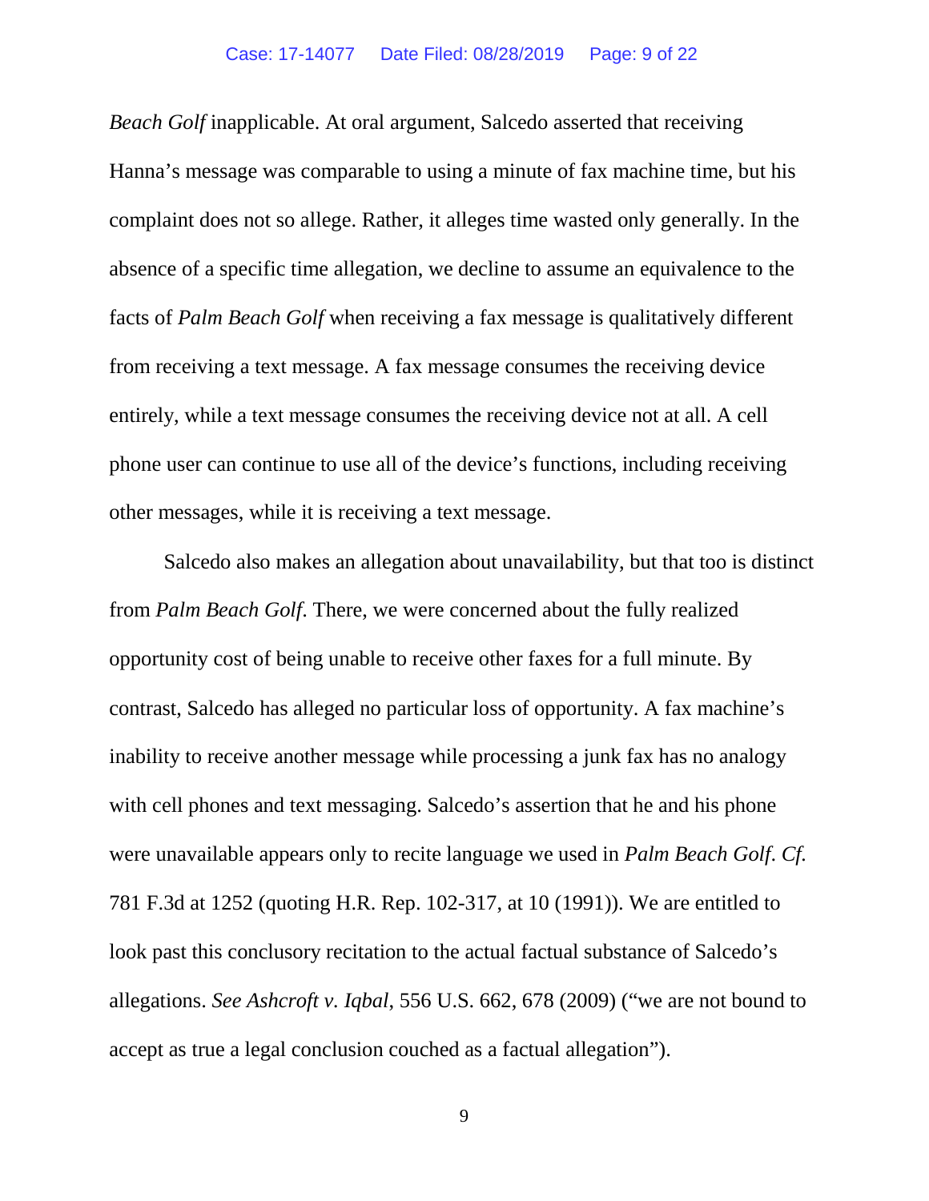*Beach Golf* inapplicable. At oral argument, Salcedo asserted that receiving Hanna's message was comparable to using a minute of fax machine time, but his complaint does not so allege. Rather, it alleges time wasted only generally. In the absence of a specific time allegation, we decline to assume an equivalence to the facts of *Palm Beach Golf* when receiving a fax message is qualitatively different from receiving a text message. A fax message consumes the receiving device entirely, while a text message consumes the receiving device not at all. A cell phone user can continue to use all of the device's functions, including receiving other messages, while it is receiving a text message.

Salcedo also makes an allegation about unavailability, but that too is distinct from *Palm Beach Golf*. There, we were concerned about the fully realized opportunity cost of being unable to receive other faxes for a full minute. By contrast, Salcedo has alleged no particular loss of opportunity. A fax machine's inability to receive another message while processing a junk fax has no analogy with cell phones and text messaging. Salcedo's assertion that he and his phone were unavailable appears only to recite language we used in *Palm Beach Golf*. *Cf.* 781 F.3d at 1252 (quoting H.R. Rep. 102-317, at 10 (1991)). We are entitled to look past this conclusory recitation to the actual factual substance of Salcedo's allegations. *See Ashcroft v. Iqbal*, 556 U.S. 662, 678 (2009) ("we are not bound to accept as true a legal conclusion couched as a factual allegation").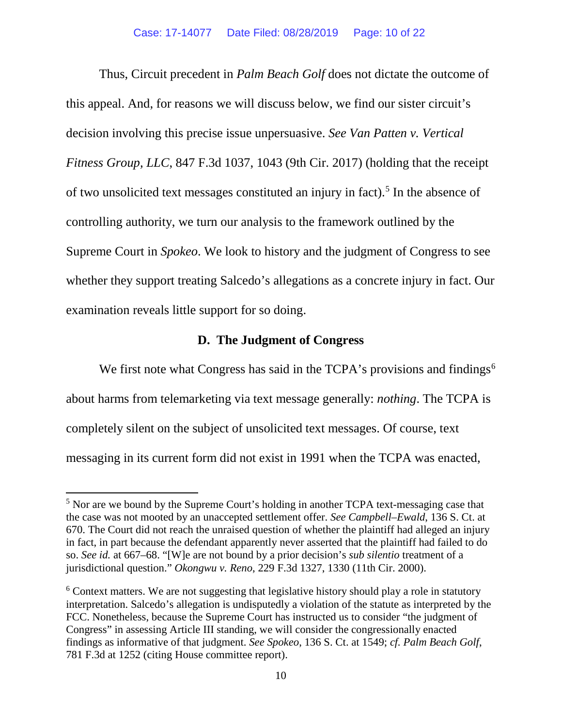Thus, Circuit precedent in *Palm Beach Golf* does not dictate the outcome of this appeal. And, for reasons we will discuss below, we find our sister circuit's decision involving this precise issue unpersuasive. *See Van Patten v. Vertical Fitness Group, LLC*, 847 F.3d 1037, 1043 (9th Cir. 2017) (holding that the receipt of two unsolicited text messages constituted an injury in fact).[5] In the absence of controlling authority, we turn our analysis to the framework outlined by the Supreme Court in *Spokeo*. We look to history and the judgment of Congress to see whether they support treating Salcedo's allegations as a concrete injury in fact. Our examination reveals little support for so doing.

### D. The Judgment of Congress

We first note what Congress has said in the TCPA's provisions and findings[6] about harms from telemarketing via text message generally: *nothing*. The TCPA is completely silent on the subject of unsolicited text messages. Of course, text messaging in its current form did not exist in 1991 when the TCPA was enacted,

---

[5] Nor are we bound by the Supreme Court's holding in another TCPA text-messaging case that the case was not mooted by an unaccepted settlement offer. *See Campbell–Ewald*, 136 S. Ct. at 670. The Court did not reach the unraised question of whether the plaintiff had alleged an injury in fact, in part because the defendant apparently never asserted that the plaintiff had failed to do so. *See id.* at 667–68. "[W]e are not bound by a prior decision's *sub silentio* treatment of a jurisdictional question." *Okongwu v. Reno*, 229 F.3d 1327, 1330 (11th Cir. 2000).

[6] Context matters. We are not suggesting that legislative history should play a role in statutory interpretation. Salcedo's allegation is undisputedly a violation of the statute as interpreted by the FCC. Nonetheless, because the Supreme Court has instructed us to consider "the judgment of Congress" in assessing Article III standing, we will consider the congressionally enacted findings as informative of that judgment. *See Spokeo*, 136 S. Ct. at 1549; *cf. Palm Beach Golf*, 781 F.3d at 1252 (citing House committee report).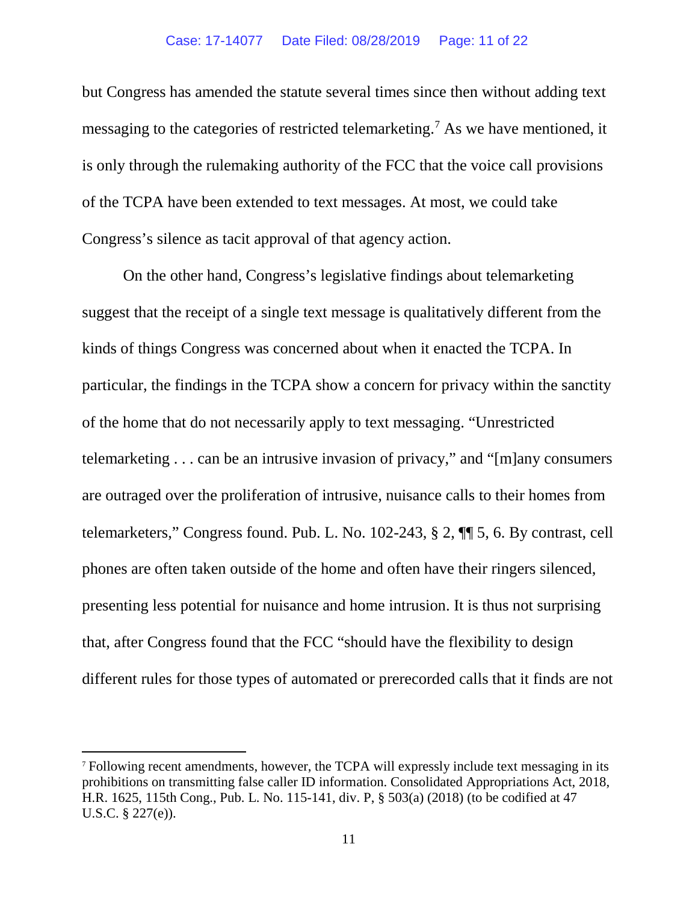but Congress has amended the statute several times since then without adding text messaging to the categories of restricted telemarketing.[7] As we have mentioned, it is only through the rulemaking authority of the FCC that the voice call provisions of the TCPA have been extended to text messages. At most, we could take Congress's silence as tacit approval of that agency action.

On the other hand, Congress's legislative findings about telemarketing suggest that the receipt of a single text message is qualitatively different from the kinds of things Congress was concerned about when it enacted the TCPA. In particular, the findings in the TCPA show a concern for privacy within the sanctity of the home that do not necessarily apply to text messaging. "Unrestricted telemarketing . . . can be an intrusive invasion of privacy," and "[m]any consumers are outraged over the proliferation of intrusive, nuisance calls to their homes from telemarketers," Congress found. Pub. L. No. 102-243, § 2, ¶¶ 5, 6. By contrast, cell phones are often taken outside of the home and often have their ringers silenced, presenting less potential for nuisance and home intrusion. It is thus not surprising that, after Congress found that the FCC "should have the flexibility to design different rules for those types of automated or prerecorded calls that it finds are not

---

[7] Following recent amendments, however, the TCPA will expressly include text messaging in its prohibitions on transmitting false caller ID information. Consolidated Appropriations Act, 2018, H.R. 1625, 115th Cong., Pub. L. No. 115-141, div. P, § 503(a) (2018) (to be codified at 47 U.S.C. § 227(e)).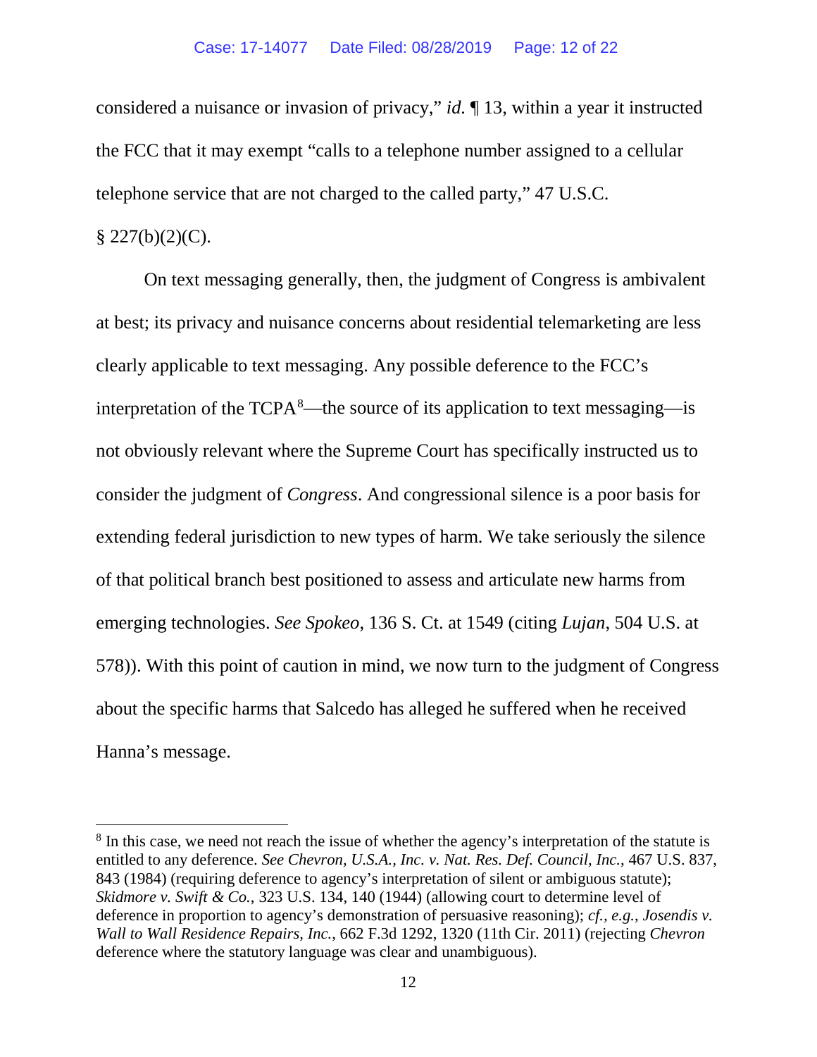considered a nuisance or invasion of privacy," *id.* ¶ 13, within a year it instructed the FCC that it may exempt "calls to a telephone number assigned to a cellular telephone service that are not charged to the called party," 47 U.S.C. § 227(b)(2)(C).

On text messaging generally, then, the judgment of Congress is ambivalent at best; its privacy and nuisance concerns about residential telemarketing are less clearly applicable to text messaging. Any possible deference to the FCC's interpretation of the TCPA[8]—the source of its application to text messaging—is not obviously relevant where the Supreme Court has specifically instructed us to consider the judgment of *Congress*. And congressional silence is a poor basis for extending federal jurisdiction to new types of harm. We take seriously the silence of that political branch best positioned to assess and articulate new harms from emerging technologies. *See Spokeo*, 136 S. Ct. at 1549 (citing *Lujan*, 504 U.S. at 578)). With this point of caution in mind, we now turn to the judgment of Congress about the specific harms that Salcedo has alleged he suffered when he received Hanna's message.

---

[8] In this case, we need not reach the issue of whether the agency's interpretation of the statute is entitled to any deference. *See Chevron, U.S.A., Inc. v. Nat. Res. Def. Council, Inc.*, 467 U.S. 837, 843 (1984) (requiring deference to agency's interpretation of silent or ambiguous statute); *Skidmore v. Swift & Co.*, 323 U.S. 134, 140 (1944) (allowing court to determine level of deference in proportion to agency's demonstration of persuasive reasoning); *cf., e.g.*, *Josendis v. Wall to Wall Residence Repairs, Inc.*, 662 F.3d 1292, 1320 (11th Cir. 2011) (rejecting *Chevron* deference where the statutory language was clear and unambiguous).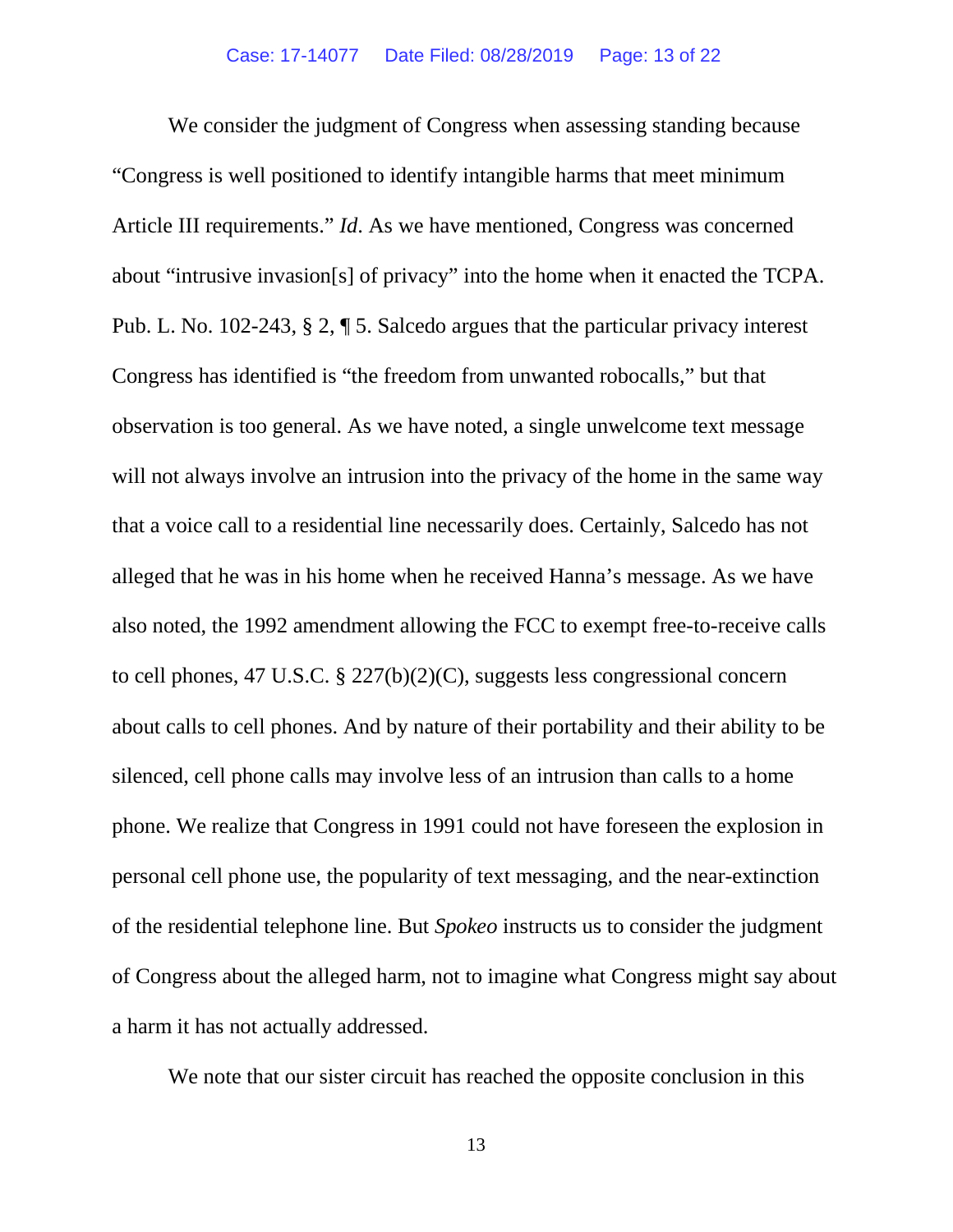We consider the judgment of Congress when assessing standing because "Congress is well positioned to identify intangible harms that meet minimum Article III requirements." *Id*. As we have mentioned, Congress was concerned about "intrusive invasion[s] of privacy" into the home when it enacted the TCPA. Pub. L. No. 102-243, § 2, ¶ 5. Salcedo argues that the particular privacy interest Congress has identified is "the freedom from unwanted robocalls," but that observation is too general. As we have noted, a single unwelcome text message will not always involve an intrusion into the privacy of the home in the same way that a voice call to a residential line necessarily does. Certainly, Salcedo has not alleged that he was in his home when he received Hanna's message. As we have also noted, the 1992 amendment allowing the FCC to exempt free-to-receive calls to cell phones, 47 U.S.C. § 227(b)(2)(C), suggests less congressional concern about calls to cell phones. And by nature of their portability and their ability to be silenced, cell phone calls may involve less of an intrusion than calls to a home phone. We realize that Congress in 1991 could not have foreseen the explosion in personal cell phone use, the popularity of text messaging, and the near-extinction of the residential telephone line. But *Spokeo* instructs us to consider the judgment of Congress about the alleged harm, not to imagine what Congress might say about a harm it has not actually addressed.

We note that our sister circuit has reached the opposite conclusion in this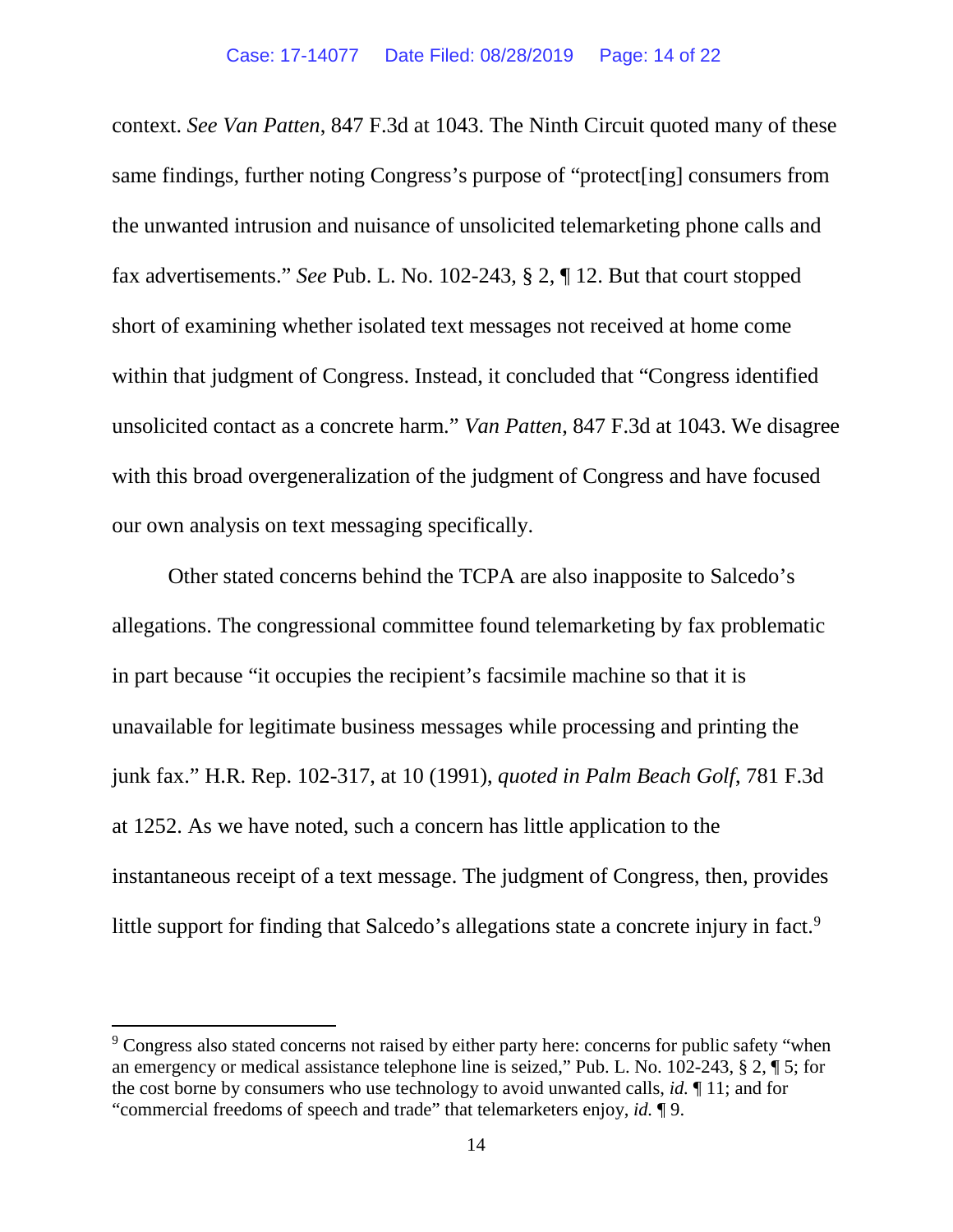context. *See Van Patten*, 847 F.3d at 1043. The Ninth Circuit quoted many of these same findings, further noting Congress's purpose of "protect[ing] consumers from the unwanted intrusion and nuisance of unsolicited telemarketing phone calls and fax advertisements." *See* Pub. L. No. 102-243, § 2, ¶ 12. But that court stopped short of examining whether isolated text messages not received at home come within that judgment of Congress. Instead, it concluded that "Congress identified unsolicited contact as a concrete harm." *Van Patten*, 847 F.3d at 1043. We disagree with this broad overgeneralization of the judgment of Congress and have focused our own analysis on text messaging specifically.

Other stated concerns behind the TCPA are also inapposite to Salcedo's allegations. The congressional committee found telemarketing by fax problematic in part because "it occupies the recipient's facsimile machine so that it is unavailable for legitimate business messages while processing and printing the junk fax." H.R. Rep. 102-317, at 10 (1991), *quoted in Palm Beach Golf*, 781 F.3d at 1252. As we have noted, such a concern has little application to the instantaneous receipt of a text message. The judgment of Congress, then, provides little support for finding that Salcedo's allegations state a concrete injury in fact.[9]

---

[9] Congress also stated concerns not raised by either party here: concerns for public safety "when an emergency or medical assistance telephone line is seized," Pub. L. No. 102-243, § 2, ¶ 5; for the cost borne by consumers who use technology to avoid unwanted calls, *id.* ¶ 11; and for "commercial freedoms of speech and trade" that telemarketers enjoy, *id.* ¶ 9.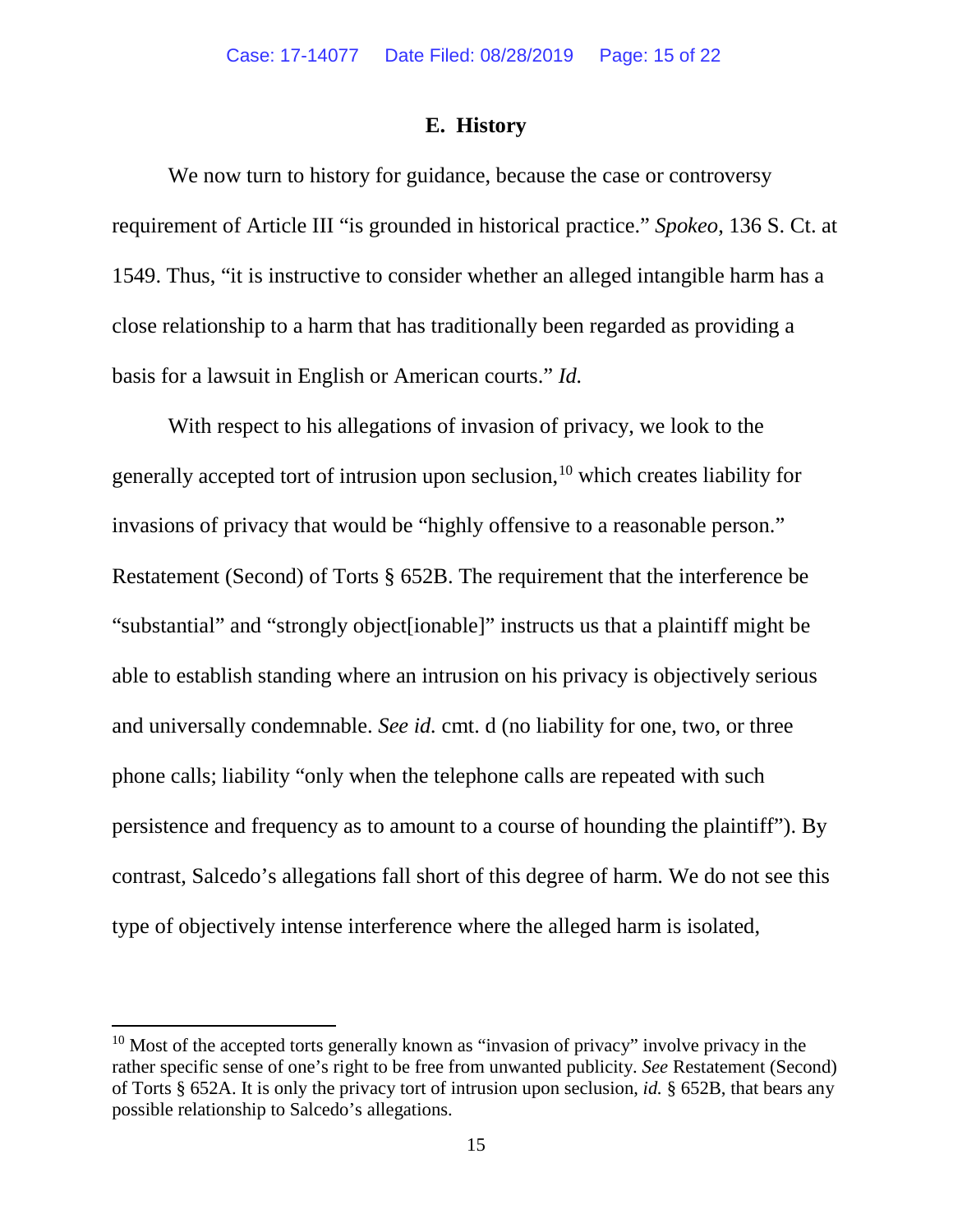### E. History

We now turn to history for guidance, because the case or controversy requirement of Article III "is grounded in historical practice." *Spokeo*, 136 S. Ct. at 1549. Thus, "it is instructive to consider whether an alleged intangible harm has a close relationship to a harm that has traditionally been regarded as providing a basis for a lawsuit in English or American courts." *Id.*

With respect to his allegations of invasion of privacy, we look to the generally accepted tort of intrusion upon seclusion,[10] which creates liability for invasions of privacy that would be "highly offensive to a reasonable person." Restatement (Second) of Torts § 652B. The requirement that the interference be "substantial" and "strongly object[ionable]" instructs us that a plaintiff might be able to establish standing where an intrusion on his privacy is objectively serious and universally condemnable. *See id.* cmt. d (no liability for one, two, or three phone calls; liability "only when the telephone calls are repeated with such persistence and frequency as to amount to a course of hounding the plaintiff"). By contrast, Salcedo's allegations fall short of this degree of harm. We do not see this type of objectively intense interference where the alleged harm is isolated,

---

[10] Most of the accepted torts generally known as "invasion of privacy" involve privacy in the rather specific sense of one's right to be free from unwanted publicity. *See* Restatement (Second) of Torts § 652A. It is only the privacy tort of intrusion upon seclusion, *id.* § 652B, that bears any possible relationship to Salcedo's allegations.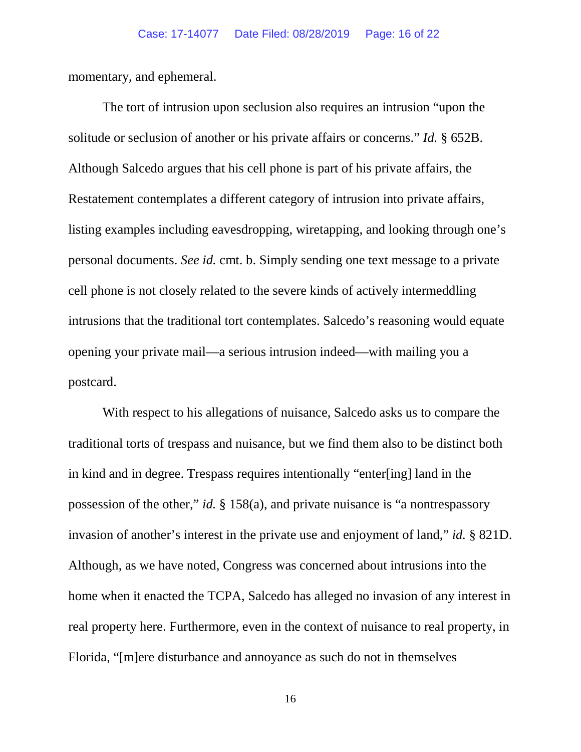momentary, and ephemeral.

The tort of intrusion upon seclusion also requires an intrusion "upon the solitude or seclusion of another or his private affairs or concerns." *Id.* § 652B. Although Salcedo argues that his cell phone is part of his private affairs, the Restatement contemplates a different category of intrusion into private affairs, listing examples including eavesdropping, wiretapping, and looking through one's personal documents. *See id.* cmt. b. Simply sending one text message to a private cell phone is not closely related to the severe kinds of actively intermeddling intrusions that the traditional tort contemplates. Salcedo's reasoning would equate opening your private mail—a serious intrusion indeed—with mailing you a postcard.

With respect to his allegations of nuisance, Salcedo asks us to compare the traditional torts of trespass and nuisance, but we find them also to be distinct both in kind and in degree. Trespass requires intentionally "enter[ing] land in the possession of the other," *id.* § 158(a), and private nuisance is "a nontrespassory invasion of another's interest in the private use and enjoyment of land," *id.* § 821D. Although, as we have noted, Congress was concerned about intrusions into the home when it enacted the TCPA, Salcedo has alleged no invasion of any interest in real property here. Furthermore, even in the context of nuisance to real property, in Florida, "[m]ere disturbance and annoyance as such do not in themselves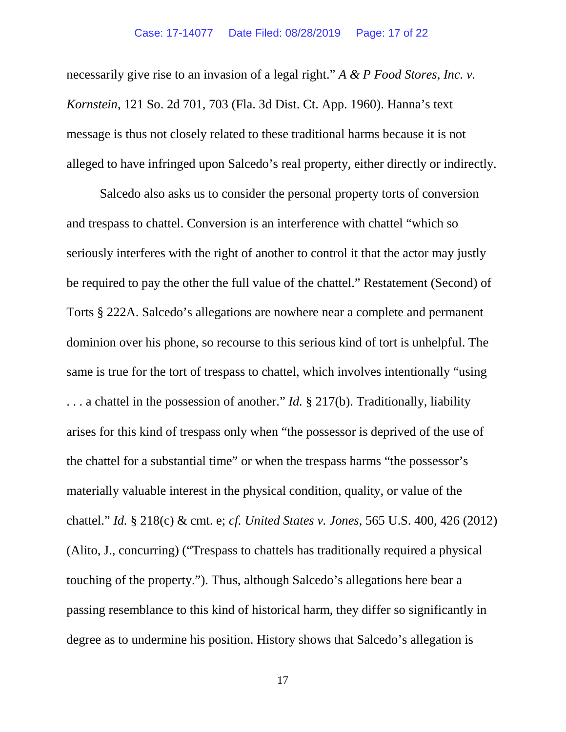necessarily give rise to an invasion of a legal right." *A & P Food Stores, Inc. v. Kornstein*, 121 So. 2d 701, 703 (Fla. 3d Dist. Ct. App. 1960). Hanna's text message is thus not closely related to these traditional harms because it is not alleged to have infringed upon Salcedo's real property, either directly or indirectly.

Salcedo also asks us to consider the personal property torts of conversion and trespass to chattel. Conversion is an interference with chattel "which so seriously interferes with the right of another to control it that the actor may justly be required to pay the other the full value of the chattel." Restatement (Second) of Torts § 222A. Salcedo's allegations are nowhere near a complete and permanent dominion over his phone, so recourse to this serious kind of tort is unhelpful. The same is true for the tort of trespass to chattel, which involves intentionally "using . . . a chattel in the possession of another." *Id.* § 217(b). Traditionally, liability arises for this kind of trespass only when "the possessor is deprived of the use of the chattel for a substantial time" or when the trespass harms "the possessor's materially valuable interest in the physical condition, quality, or value of the chattel." *Id.* § 218(c) & cmt. e; *cf. United States v. Jones*, 565 U.S. 400, 426 (2012) (Alito, J., concurring) ("Trespass to chattels has traditionally required a physical touching of the property."). Thus, although Salcedo's allegations here bear a passing resemblance to this kind of historical harm, they differ so significantly in degree as to undermine his position. History shows that Salcedo's allegation is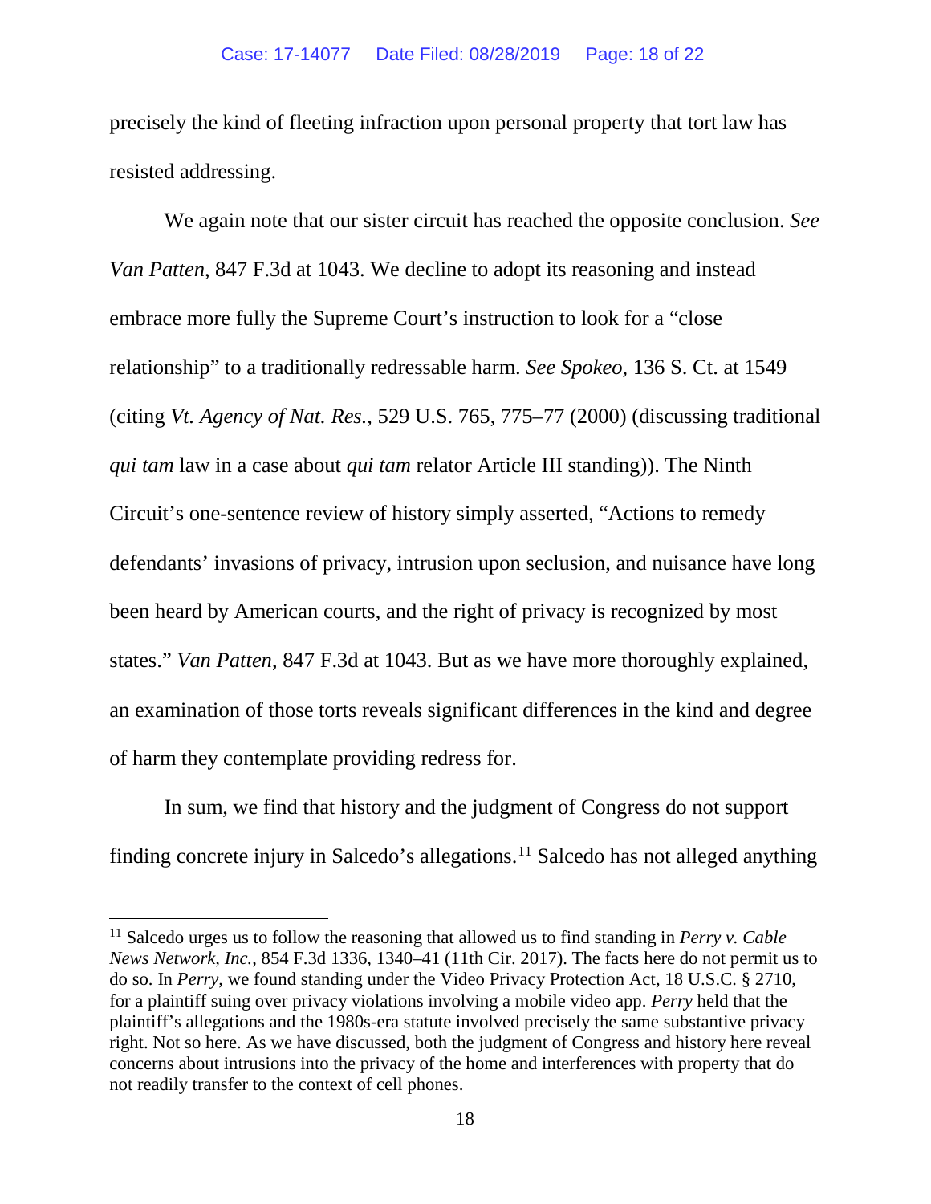precisely the kind of fleeting infraction upon personal property that tort law has resisted addressing.

We again note that our sister circuit has reached the opposite conclusion. *See Van Patten*, 847 F.3d at 1043. We decline to adopt its reasoning and instead embrace more fully the Supreme Court's instruction to look for a "close relationship" to a traditionally redressable harm. *See Spokeo*, 136 S. Ct. at 1549 (citing *Vt. Agency of Nat. Res.*, 529 U.S. 765, 775–77 (2000) (discussing traditional *qui tam* law in a case about *qui tam* relator Article III standing)). The Ninth Circuit's one-sentence review of history simply asserted, "Actions to remedy defendants' invasions of privacy, intrusion upon seclusion, and nuisance have long been heard by American courts, and the right of privacy is recognized by most states." *Van Patten*, 847 F.3d at 1043. But as we have more thoroughly explained, an examination of those torts reveals significant differences in the kind and degree of harm they contemplate providing redress for.

In sum, we find that history and the judgment of Congress do not support finding concrete injury in Salcedo's allegations.[11] Salcedo has not alleged anything

---

[11] Salcedo urges us to follow the reasoning that allowed us to find standing in *Perry v. Cable News Network, Inc.*, 854 F.3d 1336, 1340–41 (11th Cir. 2017). The facts here do not permit us to do so. In *Perry*, we found standing under the Video Privacy Protection Act, 18 U.S.C. § 2710, for a plaintiff suing over privacy violations involving a mobile video app. *Perry* held that the plaintiff's allegations and the 1980s-era statute involved precisely the same substantive privacy right. Not so here. As we have discussed, both the judgment of Congress and history here reveal concerns about intrusions into the privacy of the home and interferences with property that do not readily transfer to the context of cell phones.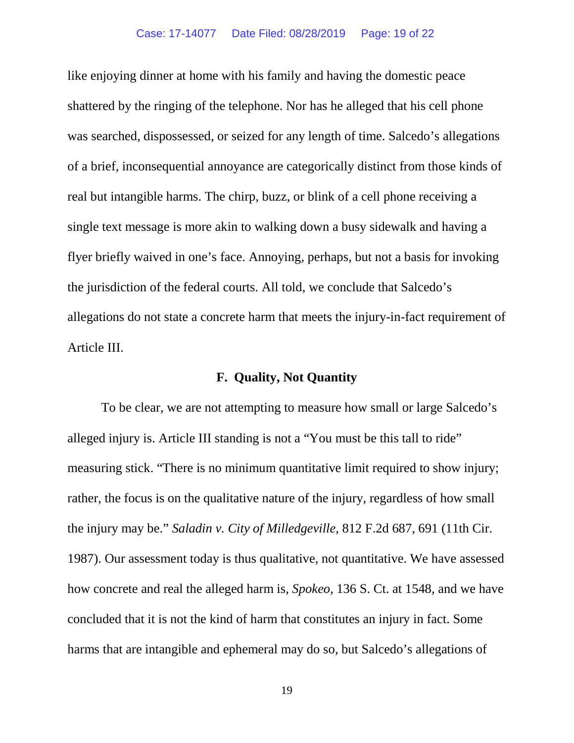like enjoying dinner at home with his family and having the domestic peace shattered by the ringing of the telephone. Nor has he alleged that his cell phone was searched, dispossessed, or seized for any length of time. Salcedo's allegations of a brief, inconsequential annoyance are categorically distinct from those kinds of real but intangible harms. The chirp, buzz, or blink of a cell phone receiving a single text message is more akin to walking down a busy sidewalk and having a flyer briefly waived in one's face. Annoying, perhaps, but not a basis for invoking the jurisdiction of the federal courts. All told, we conclude that Salcedo's allegations do not state a concrete harm that meets the injury-in-fact requirement of Article III.

### F. Quality, Not Quantity

To be clear, we are not attempting to measure how small or large Salcedo's alleged injury is. Article III standing is not a "You must be this tall to ride" measuring stick. "There is no minimum quantitative limit required to show injury; rather, the focus is on the qualitative nature of the injury, regardless of how small the injury may be." *Saladin v. City of Milledgeville*, 812 F.2d 687, 691 (11th Cir. 1987). Our assessment today is thus qualitative, not quantitative. We have assessed how concrete and real the alleged harm is, *Spokeo*, 136 S. Ct. at 1548, and we have concluded that it is not the kind of harm that constitutes an injury in fact. Some harms that are intangible and ephemeral may do so, but Salcedo's allegations of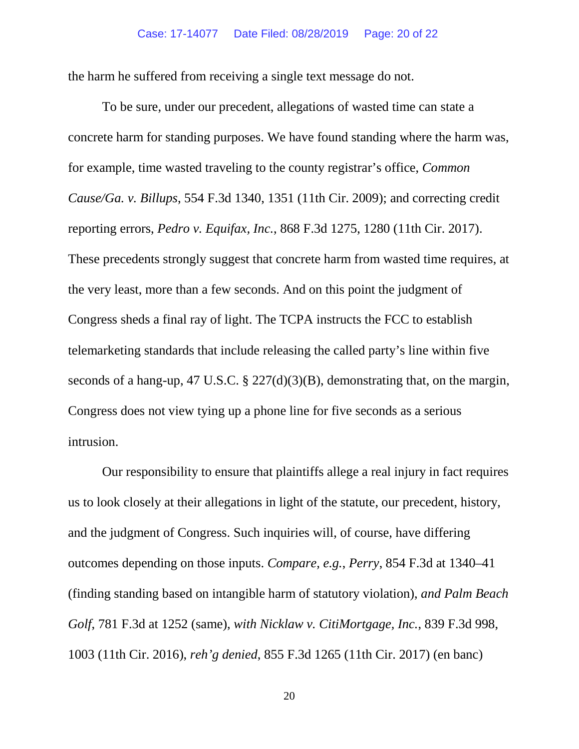the harm he suffered from receiving a single text message do not.

To be sure, under our precedent, allegations of wasted time can state a concrete harm for standing purposes. We have found standing where the harm was, for example, time wasted traveling to the county registrar's office, *Common Cause/Ga. v. Billups*, 554 F.3d 1340, 1351 (11th Cir. 2009); and correcting credit reporting errors, *Pedro v. Equifax, Inc.*, 868 F.3d 1275, 1280 (11th Cir. 2017). These precedents strongly suggest that concrete harm from wasted time requires, at the very least, more than a few seconds. And on this point the judgment of Congress sheds a final ray of light. The TCPA instructs the FCC to establish telemarketing standards that include releasing the called party's line within five seconds of a hang-up, 47 U.S.C. § 227(d)(3)(B), demonstrating that, on the margin, Congress does not view tying up a phone line for five seconds as a serious intrusion.

Our responsibility to ensure that plaintiffs allege a real injury in fact requires us to look closely at their allegations in light of the statute, our precedent, history, and the judgment of Congress. Such inquiries will, of course, have differing outcomes depending on those inputs. *Compare, e.g.*, *Perry*, 854 F.3d at 1340–41 (finding standing based on intangible harm of statutory violation), *and Palm Beach Golf*, 781 F.3d at 1252 (same), *with Nicklaw v. CitiMortgage, Inc.*, 839 F.3d 998, 1003 (11th Cir. 2016), *reh'g denied*, 855 F.3d 1265 (11th Cir. 2017) (en banc)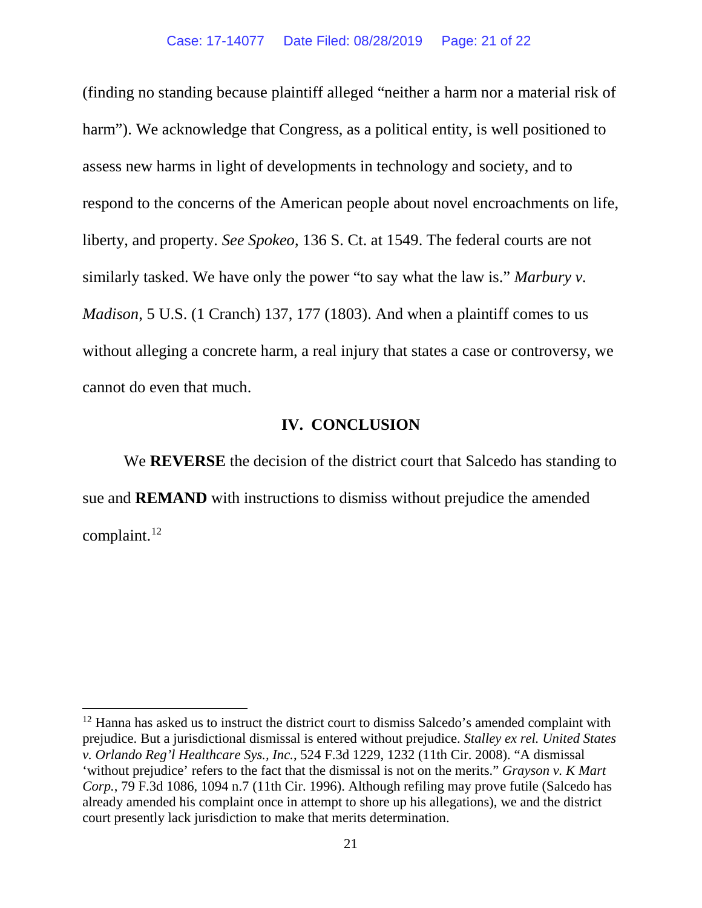(finding no standing because plaintiff alleged "neither a harm nor a material risk of harm"). We acknowledge that Congress, as a political entity, is well positioned to assess new harms in light of developments in technology and society, and to respond to the concerns of the American people about novel encroachments on life, liberty, and property. *See Spokeo*, 136 S. Ct. at 1549. The federal courts are not similarly tasked. We have only the power "to say what the law is." *Marbury v. Madison*, 5 U.S. (1 Cranch) 137, 177 (1803). And when a plaintiff comes to us without alleging a concrete harm, a real injury that states a case or controversy, we cannot do even that much.

## IV. CONCLUSION

We **REVERSE** the decision of the district court that Salcedo has standing to sue and **REMAND** with instructions to dismiss without prejudice the amended complaint.[12]

---

[12] Hanna has asked us to instruct the district court to dismiss Salcedo's amended complaint with prejudice. But a jurisdictional dismissal is entered without prejudice. *Stalley ex rel. United States v. Orlando Reg'l Healthcare Sys., Inc.*, 524 F.3d 1229, 1232 (11th Cir. 2008). "A dismissal 'without prejudice' refers to the fact that the dismissal is not on the merits." *Grayson v. K Mart Corp.*, 79 F.3d 1086, 1094 n.7 (11th Cir. 1996). Although refiling may prove futile (Salcedo has already amended his complaint once in attempt to shore up his allegations), we and the district court presently lack jurisdiction to make that merits determination.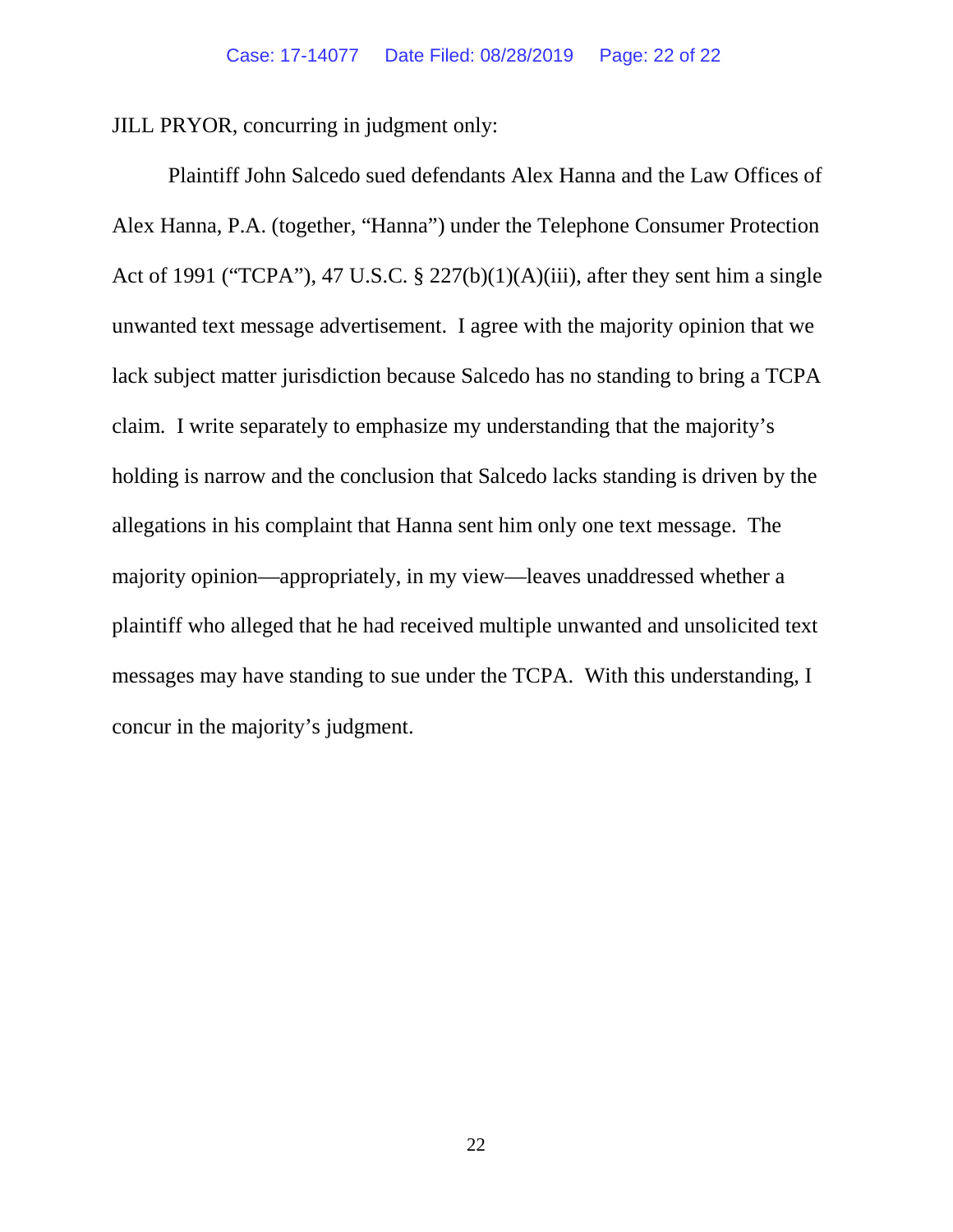JILL PRYOR, concurring in judgment only:

Plaintiff John Salcedo sued defendants Alex Hanna and the Law Offices of Alex Hanna, P.A. (together, "Hanna") under the Telephone Consumer Protection Act of 1991 ("TCPA"), 47 U.S.C. § 227(b)(1)(A)(iii), after they sent him a single unwanted text message advertisement. I agree with the majority opinion that we lack subject matter jurisdiction because Salcedo has no standing to bring a TCPA claim. I write separately to emphasize my understanding that the majority's holding is narrow and the conclusion that Salcedo lacks standing is driven by the allegations in his complaint that Hanna sent him only one text message. The majority opinion—appropriately, in my view—leaves unaddressed whether a plaintiff who alleged that he had received multiple unwanted and unsolicited text messages may have standing to sue under the TCPA. With this understanding, I concur in the majority's judgment.